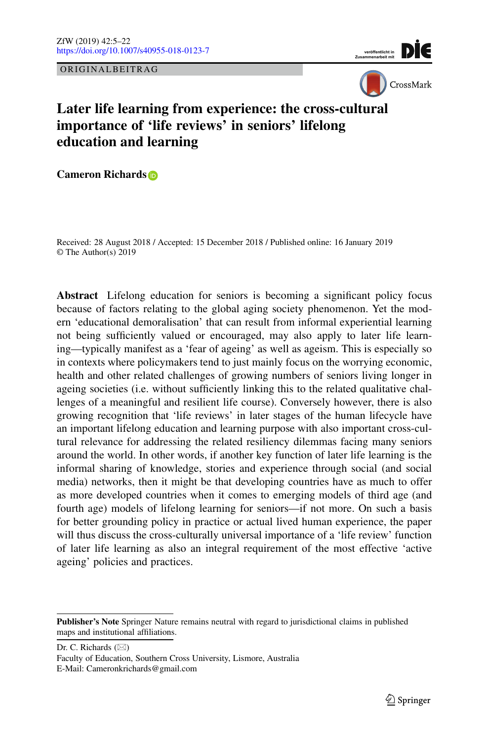ORIGINALBEITRAG

# Later life learning from experience: the cross-cultural importance of 'life reviews' in seniors' lifelong education and learning

**Cameron Richards**

Received: 28 August 2018 / Accepted: 15 December 2018 / Published online: 16 January 2019
© The Author(s) 2019

**Abstract** Lifelong education for seniors is becoming a significant policy focus because of factors relating to the global aging society phenomenon. Yet the modern 'educational demoralisation' that can result from informal experiential learning not being sufficiently valued or encouraged, may also apply to later life learning—typically manifest as a 'fear of ageing' as well as ageism. This is especially so in contexts where policymakers tend to just mainly focus on the worrying economic, health and other related challenges of growing numbers of seniors living longer in ageing societies (i.e. without sufficiently linking this to the related qualitative challenges of a meaningful and resilient life course). Conversely however, there is also growing recognition that 'life reviews' in later stages of the human lifecycle have an important lifelong education and learning purpose with also important cross-cultural relevance for addressing the related resiliency dilemmas facing many seniors around the world. In other words, if another key function of later life learning is the informal sharing of knowledge, stories and experience through social (and social media) networks, then it might be that developing countries have as much to offer as more developed countries when it comes to emerging models of third age (and fourth age) models of lifelong learning for seniors—if not more. On such a basis for better grounding policy in practice or actual lived human experience, the paper will thus discuss the cross-culturally universal importance of a 'life review' function of later life learning as also an integral requirement of the most effective 'active ageing' policies and practices.

**Publisher's Note** Springer Nature remains neutral with regard to jurisdictional claims in published maps and institutional affiliations.

Dr. C. Richards (✉)
Faculty of Education, Southern Cross University, Lismore, Australia
E-Mail: Cameronkrichards@gmail.com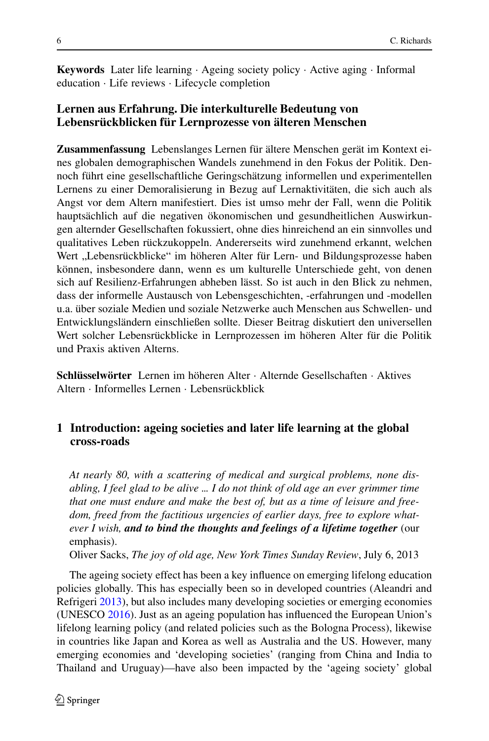**Keywords** Later life learning · Ageing society policy · Active aging · Informal education · Life reviews · Lifecycle completion

## Lernen aus Erfahrung. Die interkulturelle Bedeutung von Lebensrückblicken für Lernprozesse von älteren Menschen

**Zusammenfassung** Lebenslanges Lernen für ältere Menschen gerät im Kontext eines globalen demographischen Wandels zunehmend in den Fokus der Politik. Dennoch führt eine gesellschaftliche Geringschätzung informellen und experimentellen Lernens zu einer Demoralisierung in Bezug auf Lernaktivitäten, die sich auch als Angst vor dem Altern manifestiert. Dies ist umso mehr der Fall, wenn die Politik hauptsächlich auf die negativen ökonomischen und gesundheitlichen Auswirkungen alternder Gesellschaften fokussiert, ohne dies hinreichend an ein sinnvolles und qualitatives Leben rückzukoppeln. Andererseits wird zunehmend erkannt, welchen Wert „Lebensrückblicke" im höheren Alter für Lern- und Bildungsprozesse haben können, insbesondere dann, wenn es um kulturelle Unterschiede geht, von denen sich auf Resilienz-Erfahrungen abheben lässt. So ist auch in den Blick zu nehmen, dass der informelle Austausch von Lebensgeschichten, -erfahrungen und -modellen u.a. über soziale Medien und soziale Netzwerke auch Menschen aus Schwellen- und Entwicklungsländern einschließen sollte. Dieser Beitrag diskutiert den universellen Wert solcher Lebensrückblicke in Lernprozessen im höheren Alter für die Politik und Praxis aktiven Alterns.

**Schlüsselwörter** Lernen im höheren Alter · Alternde Gesellschaften · Aktives Altern · Informelles Lernen · Lebensrückblick

## 1 Introduction: ageing societies and later life learning at the global cross-roads

> *At nearly 80, with a scattering of medical and surgical problems, none disabling, I feel glad to be alive ... I do not think of old age an ever grimmer time that one must endure and make the best of, but as a time of leisure and freedom, freed from the factitious urgencies of earlier days, free to explore whatever I wish,* ***and to bind the thoughts and feelings of a lifetime together*** (our emphasis).
> Oliver Sacks, *The joy of old age, New York Times Sunday Review*, July 6, 2013

The ageing society effect has been a key influence on emerging lifelong education policies globally. This has especially been so in developed countries (Aleandri and Refrigeri 2013), but also includes many developing societies or emerging economies (UNESCO 2016). Just as an ageing population has influenced the European Union's lifelong learning policy (and related policies such as the Bologna Process), likewise in countries like Japan and Korea as well as Australia and the US. However, many emerging economies and 'developing societies' (ranging from China and India to Thailand and Uruguay)—have also been impacted by the 'ageing society' global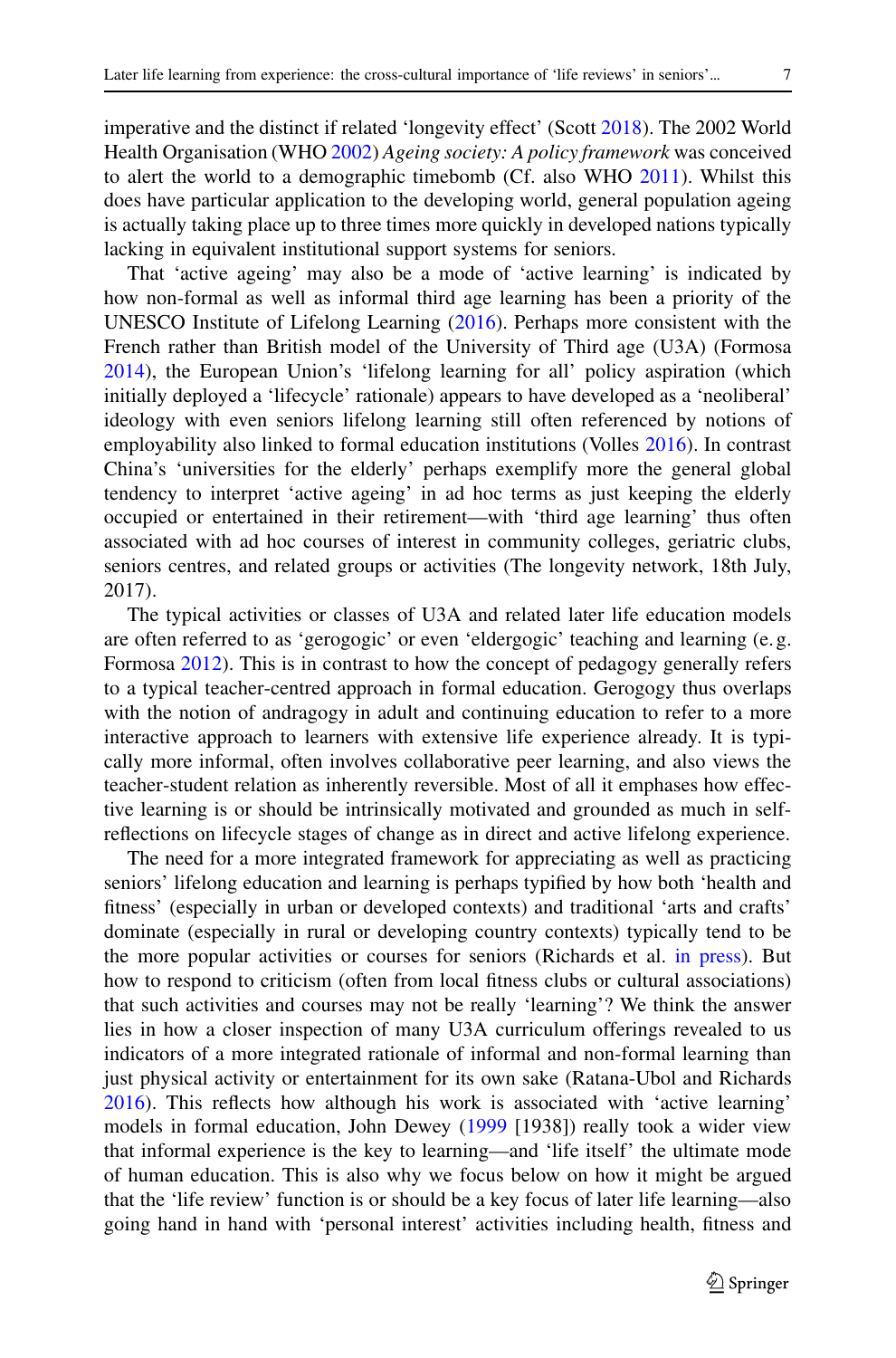imperative and the distinct if related 'longevity effect' (Scott 2018). The 2002 World Health Organisation (WHO 2002) *Ageing society: A policy framework* was conceived to alert the world to a demographic timebomb (Cf. also WHO 2011). Whilst this does have particular application to the developing world, general population ageing is actually taking place up to three times more quickly in developed nations typically lacking in equivalent institutional support systems for seniors.

That 'active ageing' may also be a mode of 'active learning' is indicated by how non-formal as well as informal third age learning has been a priority of the UNESCO Institute of Lifelong Learning (2016). Perhaps more consistent with the French rather than British model of the University of Third age (U3A) (Formosa 2014), the European Union's 'lifelong learning for all' policy aspiration (which initially deployed a 'lifecycle' rationale) appears to have developed as a 'neoliberal' ideology with even seniors lifelong learning still often referenced by notions of employability also linked to formal education institutions (Volles 2016). In contrast China's 'universities for the elderly' perhaps exemplify more the general global tendency to interpret 'active ageing' in ad hoc terms as just keeping the elderly occupied or entertained in their retirement—with 'third age learning' thus often associated with ad hoc courses of interest in community colleges, geriatric clubs, seniors centres, and related groups or activities (The longevity network, 18th July, 2017).

The typical activities or classes of U3A and related later life education models are often referred to as 'gerogogic' or even 'eldergogic' teaching and learning (e. g. Formosa 2012). This is in contrast to how the concept of pedagogy generally refers to a typical teacher-centred approach in formal education. Gerogogy thus overlaps with the notion of andragogy in adult and continuing education to refer to a more interactive approach to learners with extensive life experience already. It is typically more informal, often involves collaborative peer learning, and also views the teacher-student relation as inherently reversible. Most of all it emphases how effective learning is or should be intrinsically motivated and grounded as much in self-reflections on lifecycle stages of change as in direct and active lifelong experience.

The need for a more integrated framework for appreciating as well as practicing seniors' lifelong education and learning is perhaps typified by how both 'health and fitness' (especially in urban or developed contexts) and traditional 'arts and crafts' dominate (especially in rural or developing country contexts) typically tend to be the more popular activities or courses for seniors (Richards et al. in press). But how to respond to criticism (often from local fitness clubs or cultural associations) that such activities and courses may not be really 'learning'? We think the answer lies in how a closer inspection of many U3A curriculum offerings revealed to us indicators of a more integrated rationale of informal and non-formal learning than just physical activity or entertainment for its own sake (Ratana-Ubol and Richards 2016). This reflects how although his work is associated with 'active learning' models in formal education, John Dewey (1999 [1938]) really took a wider view that informal experience is the key to learning—and 'life itself' the ultimate mode of human education. This is also why we focus below on how it might be argued that the 'life review' function is or should be a key focus of later life learning—also going hand in hand with 'personal interest' activities including health, fitness and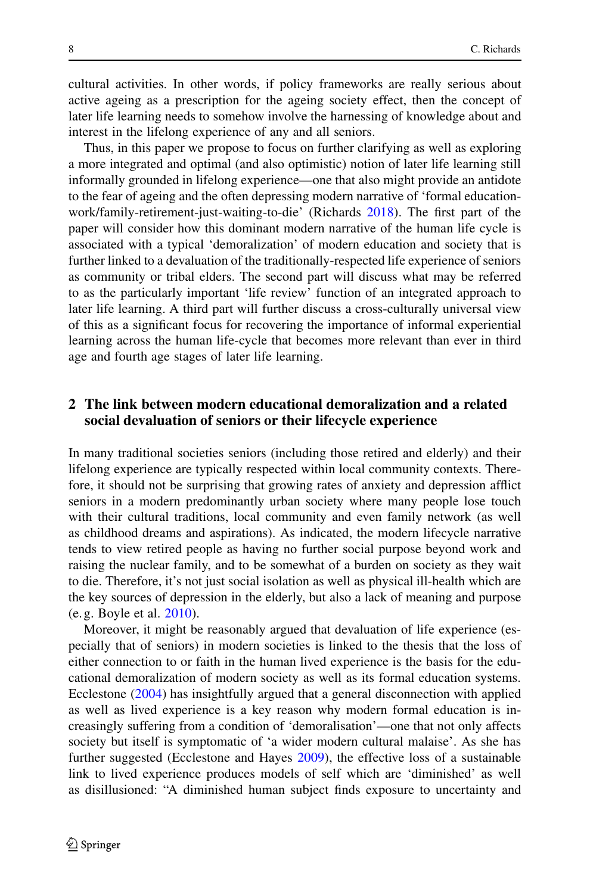cultural activities. In other words, if policy frameworks are really serious about active ageing as a prescription for the ageing society effect, then the concept of later life learning needs to somehow involve the harnessing of knowledge about and interest in the lifelong experience of any and all seniors.

Thus, in this paper we propose to focus on further clarifying as well as exploring a more integrated and optimal (and also optimistic) notion of later life learning still informally grounded in lifelong experience—one that also might provide an antidote to the fear of ageing and the often depressing modern narrative of 'formal education-work/family-retirement-just-waiting-to-die' (Richards 2018). The first part of the paper will consider how this dominant modern narrative of the human life cycle is associated with a typical 'demoralization' of modern education and society that is further linked to a devaluation of the traditionally-respected life experience of seniors as community or tribal elders. The second part will discuss what may be referred to as the particularly important 'life review' function of an integrated approach to later life learning. A third part will further discuss a cross-culturally universal view of this as a significant focus for recovering the importance of informal experiential learning across the human life-cycle that becomes more relevant than ever in third age and fourth age stages of later life learning.

## 2 The link between modern educational demoralization and a related social devaluation of seniors or their lifecycle experience

In many traditional societies seniors (including those retired and elderly) and their lifelong experience are typically respected within local community contexts. Therefore, it should not be surprising that growing rates of anxiety and depression afflict seniors in a modern predominantly urban society where many people lose touch with their cultural traditions, local community and even family network (as well as childhood dreams and aspirations). As indicated, the modern lifecycle narrative tends to view retired people as having no further social purpose beyond work and raising the nuclear family, and to be somewhat of a burden on society as they wait to die. Therefore, it's not just social isolation as well as physical ill-health which are the key sources of depression in the elderly, but also a lack of meaning and purpose (e.g. Boyle et al. 2010).

Moreover, it might be reasonably argued that devaluation of life experience (especially that of seniors) in modern societies is linked to the thesis that the loss of either connection to or faith in the human lived experience is the basis for the educational demoralization of modern society as well as its formal education systems. Ecclestone (2004) has insightfully argued that a general disconnection with applied as well as lived experience is a key reason why modern formal education is increasingly suffering from a condition of 'demoralisation'—one that not only affects society but itself is symptomatic of 'a wider modern cultural malaise'. As she has further suggested (Ecclestone and Hayes 2009), the effective loss of a sustainable link to lived experience produces models of self which are 'diminished' as well as disillusioned: "A diminished human subject finds exposure to uncertainty and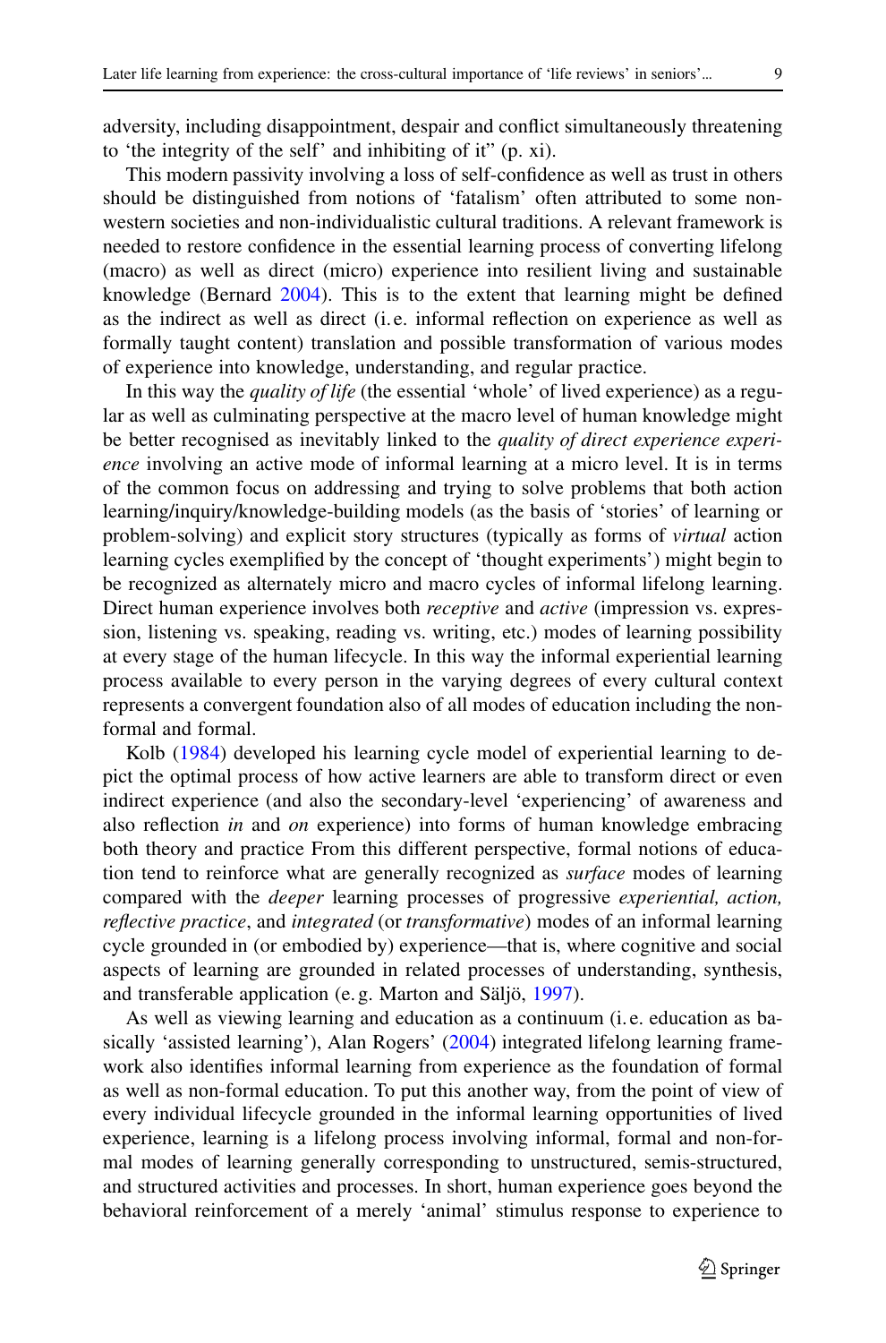adversity, including disappointment, despair and conflict simultaneously threatening to 'the integrity of the self' and inhibiting of it" (p. xi).

This modern passivity involving a loss of self-confidence as well as trust in others should be distinguished from notions of 'fatalism' often attributed to some non-western societies and non-individualistic cultural traditions. A relevant framework is needed to restore confidence in the essential learning process of converting lifelong (macro) as well as direct (micro) experience into resilient living and sustainable knowledge (Bernard 2004). This is to the extent that learning might be defined as the indirect as well as direct (i. e. informal reflection on experience as well as formally taught content) translation and possible transformation of various modes of experience into knowledge, understanding, and regular practice.

In this way the *quality of life* (the essential 'whole' of lived experience) as a regular as well as culminating perspective at the macro level of human knowledge might be better recognised as inevitably linked to the *quality of direct experience experience* involving an active mode of informal learning at a micro level. It is in terms of the common focus on addressing and trying to solve problems that both action learning/inquiry/knowledge-building models (as the basis of 'stories' of learning or problem-solving) and explicit story structures (typically as forms of *virtual* action learning cycles exemplified by the concept of 'thought experiments') might begin to be recognized as alternately micro and macro cycles of informal lifelong learning. Direct human experience involves both *receptive* and *active* (impression vs. expression, listening vs. speaking, reading vs. writing, etc.) modes of learning possibility at every stage of the human lifecycle. In this way the informal experiential learning process available to every person in the varying degrees of every cultural context represents a convergent foundation also of all modes of education including the non-formal and formal.

Kolb (1984) developed his learning cycle model of experiential learning to depict the optimal process of how active learners are able to transform direct or even indirect experience (and also the secondary-level 'experiencing' of awareness and also reflection *in* and *on* experience) into forms of human knowledge embracing both theory and practice From this different perspective, formal notions of education tend to reinforce what are generally recognized as *surface* modes of learning compared with the *deeper* learning processes of progressive *experiential, action, reflective practice*, and *integrated* (or *transformative*) modes of an informal learning cycle grounded in (or embodied by) experience—that is, where cognitive and social aspects of learning are grounded in related processes of understanding, synthesis, and transferable application (e. g. Marton and Säljö, 1997).

As well as viewing learning and education as a continuum (i. e. education as basically 'assisted learning'), Alan Rogers' (2004) integrated lifelong learning framework also identifies informal learning from experience as the foundation of formal as well as non-formal education. To put this another way, from the point of view of every individual lifecycle grounded in the informal learning opportunities of lived experience, learning is a lifelong process involving informal, formal and non-formal modes of learning generally corresponding to unstructured, semis-structured, and structured activities and processes. In short, human experience goes beyond the behavioral reinforcement of a merely 'animal' stimulus response to experience to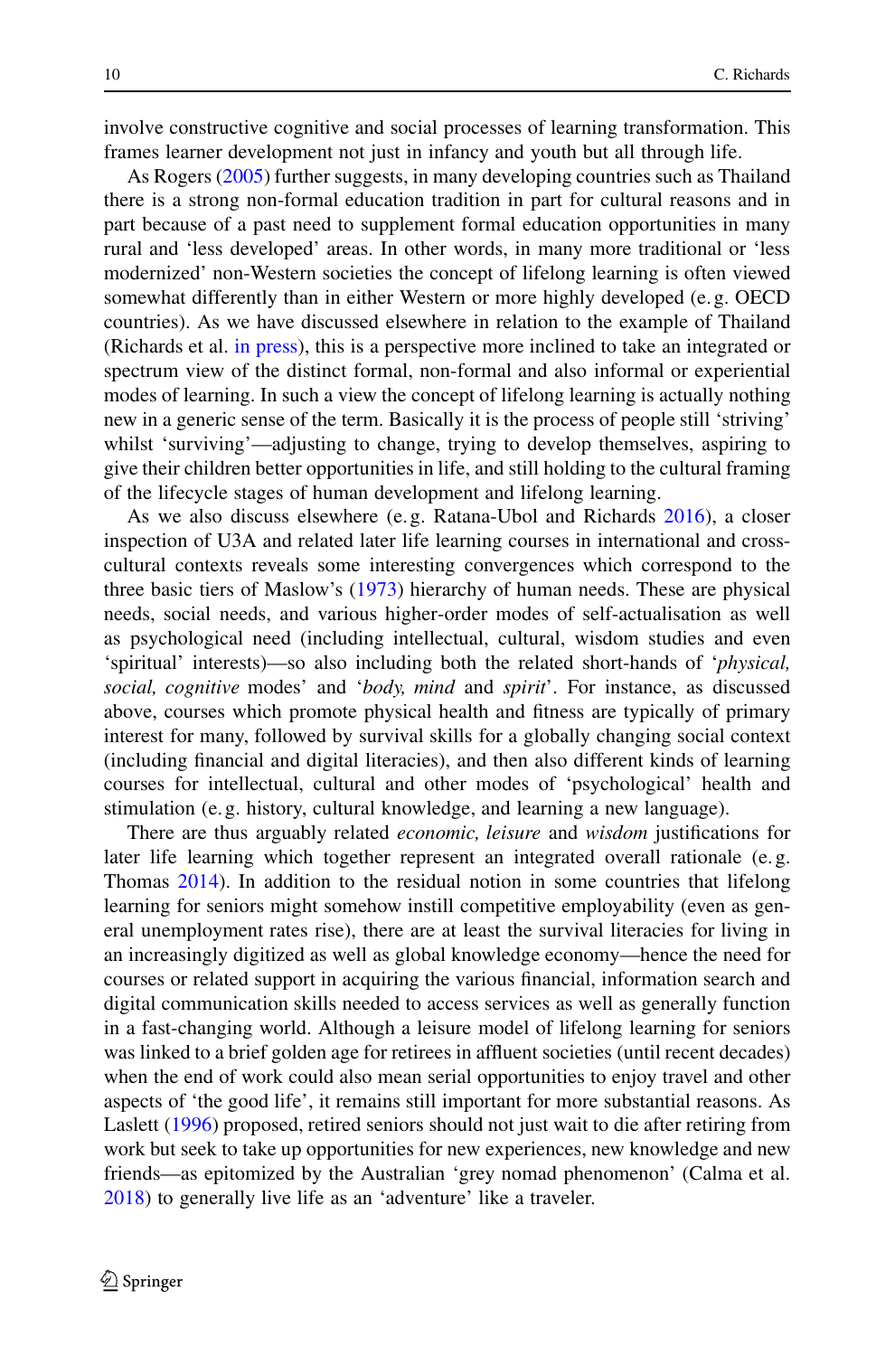involve constructive cognitive and social processes of learning transformation. This frames learner development not just in infancy and youth but all through life.

As Rogers (2005) further suggests, in many developing countries such as Thailand there is a strong non-formal education tradition in part for cultural reasons and in part because of a past need to supplement formal education opportunities in many rural and 'less developed' areas. In other words, in many more traditional or 'less modernized' non-Western societies the concept of lifelong learning is often viewed somewhat differently than in either Western or more highly developed (e. g. OECD countries). As we have discussed elsewhere in relation to the example of Thailand (Richards et al. in press), this is a perspective more inclined to take an integrated or spectrum view of the distinct formal, non-formal and also informal or experiential modes of learning. In such a view the concept of lifelong learning is actually nothing new in a generic sense of the term. Basically it is the process of people still 'striving' whilst 'surviving'—adjusting to change, trying to develop themselves, aspiring to give their children better opportunities in life, and still holding to the cultural framing of the lifecycle stages of human development and lifelong learning.

As we also discuss elsewhere (e. g. Ratana-Ubol and Richards 2016), a closer inspection of U3A and related later life learning courses in international and cross-cultural contexts reveals some interesting convergences which correspond to the three basic tiers of Maslow's (1973) hierarchy of human needs. These are physical needs, social needs, and various higher-order modes of self-actualisation as well as psychological need (including intellectual, cultural, wisdom studies and even 'spiritual' interests)—so also including both the related short-hands of '*physical, social, cognitive* modes' and '*body, mind* and *spirit*'. For instance, as discussed above, courses which promote physical health and fitness are typically of primary interest for many, followed by survival skills for a globally changing social context (including financial and digital literacies), and then also different kinds of learning courses for intellectual, cultural and other modes of 'psychological' health and stimulation (e. g. history, cultural knowledge, and learning a new language).

There are thus arguably related *economic, leisure* and *wisdom* justifications for later life learning which together represent an integrated overall rationale (e. g. Thomas 2014). In addition to the residual notion in some countries that lifelong learning for seniors might somehow instill competitive employability (even as general unemployment rates rise), there are at least the survival literacies for living in an increasingly digitized as well as global knowledge economy—hence the need for courses or related support in acquiring the various financial, information search and digital communication skills needed to access services as well as generally function in a fast-changing world. Although a leisure model of lifelong learning for seniors was linked to a brief golden age for retirees in affluent societies (until recent decades) when the end of work could also mean serial opportunities to enjoy travel and other aspects of 'the good life', it remains still important for more substantial reasons. As Laslett (1996) proposed, retired seniors should not just wait to die after retiring from work but seek to take up opportunities for new experiences, new knowledge and new friends—as epitomized by the Australian 'grey nomad phenomenon' (Calma et al. 2018) to generally live life as an 'adventure' like a traveler.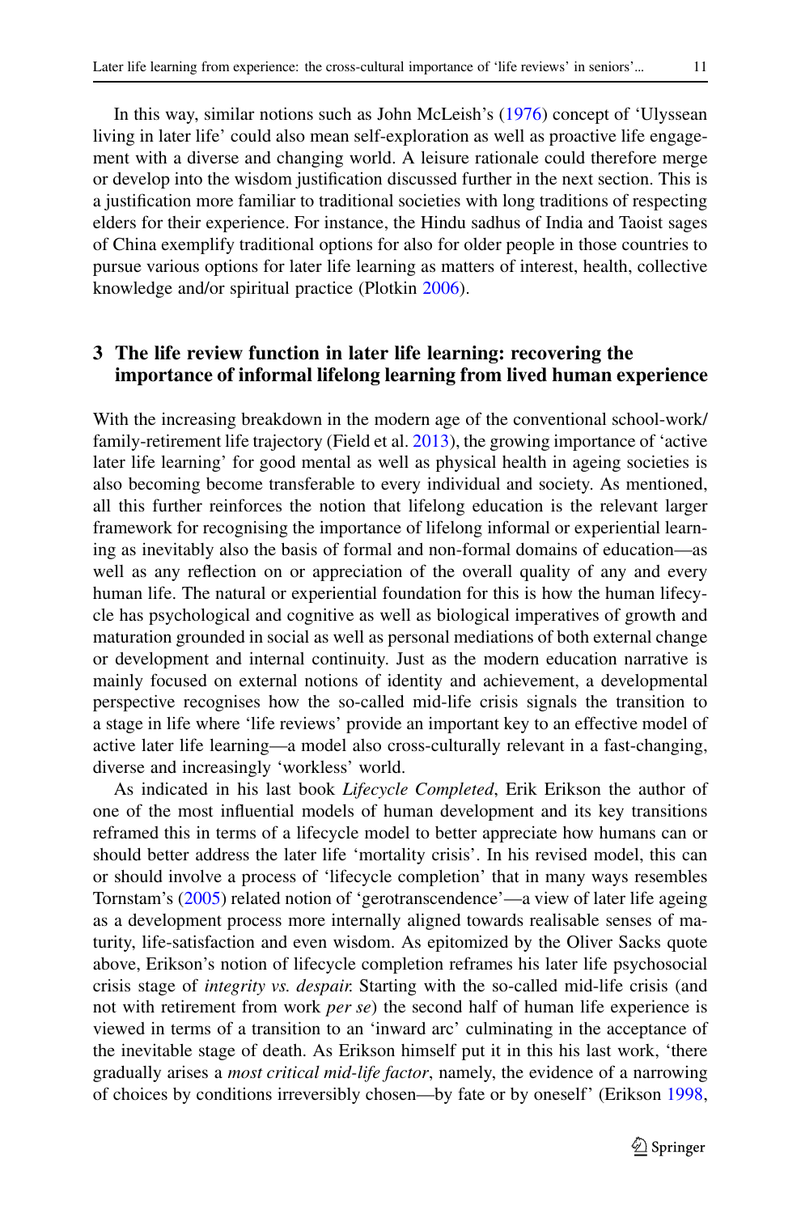In this way, similar notions such as John McLeish's (1976) concept of 'Ulyssean living in later life' could also mean self-exploration as well as proactive life engagement with a diverse and changing world. A leisure rationale could therefore merge or develop into the wisdom justification discussed further in the next section. This is a justification more familiar to traditional societies with long traditions of respecting elders for their experience. For instance, the Hindu sadhus of India and Taoist sages of China exemplify traditional options for also for older people in those countries to pursue various options for later life learning as matters of interest, health, collective knowledge and/or spiritual practice (Plotkin 2006).

## 3 The life review function in later life learning: recovering the importance of informal lifelong learning from lived human experience

With the increasing breakdown in the modern age of the conventional school-work/family-retirement life trajectory (Field et al. 2013), the growing importance of 'active later life learning' for good mental as well as physical health in ageing societies is also becoming become transferable to every individual and society. As mentioned, all this further reinforces the notion that lifelong education is the relevant larger framework for recognising the importance of lifelong informal or experiential learning as inevitably also the basis of formal and non-formal domains of education—as well as any reflection on or appreciation of the overall quality of any and every human life. The natural or experiential foundation for this is how the human lifecycle has psychological and cognitive as well as biological imperatives of growth and maturation grounded in social as well as personal mediations of both external change or development and internal continuity. Just as the modern education narrative is mainly focused on external notions of identity and achievement, a developmental perspective recognises how the so-called mid-life crisis signals the transition to a stage in life where 'life reviews' provide an important key to an effective model of active later life learning—a model also cross-culturally relevant in a fast-changing, diverse and increasingly 'workless' world.

As indicated in his last book *Lifecycle Completed*, Erik Erikson the author of one of the most influential models of human development and its key transitions reframed this in terms of a lifecycle model to better appreciate how humans can or should better address the later life 'mortality crisis'. In his revised model, this can or should involve a process of 'lifecycle completion' that in many ways resembles Tornstam's (2005) related notion of 'gerotranscendence'—a view of later life ageing as a development process more internally aligned towards realisable senses of maturity, life-satisfaction and even wisdom. As epitomized by the Oliver Sacks quote above, Erikson's notion of lifecycle completion reframes his later life psychosocial crisis stage of *integrity vs. despair.* Starting with the so-called mid-life crisis (and not with retirement from work *per se*) the second half of human life experience is viewed in terms of a transition to an 'inward arc' culminating in the acceptance of the inevitable stage of death. As Erikson himself put it in this his last work, 'there gradually arises a *most critical mid-life factor*, namely, the evidence of a narrowing of choices by conditions irreversibly chosen—by fate or by oneself' (Erikson 1998,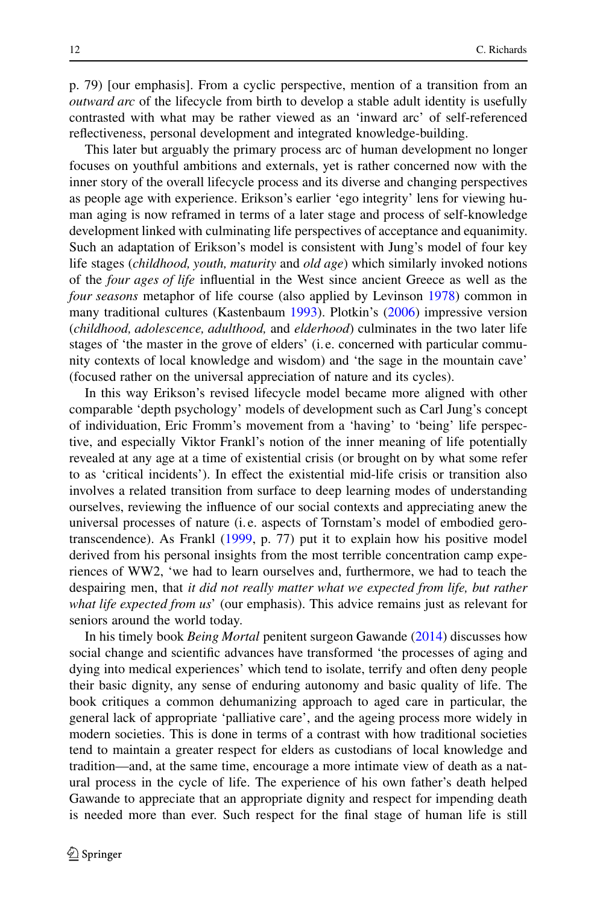p. 79) [our emphasis]. From a cyclic perspective, mention of a transition from an *outward arc* of the lifecycle from birth to develop a stable adult identity is usefully contrasted with what may be rather viewed as an 'inward arc' of self-referenced reflectiveness, personal development and integrated knowledge-building.

This later but arguably the primary process arc of human development no longer focuses on youthful ambitions and externals, yet is rather concerned now with the inner story of the overall lifecycle process and its diverse and changing perspectives as people age with experience. Erikson's earlier 'ego integrity' lens for viewing human aging is now reframed in terms of a later stage and process of self-knowledge development linked with culminating life perspectives of acceptance and equanimity. Such an adaptation of Erikson's model is consistent with Jung's model of four key life stages (*childhood, youth, maturity* and *old age*) which similarly invoked notions of the *four ages of life* influential in the West since ancient Greece as well as the *four seasons* metaphor of life course (also applied by Levinson 1978) common in many traditional cultures (Kastenbaum 1993). Plotkin's (2006) impressive version (*childhood, adolescence, adulthood,* and *elderhood*) culminates in the two later life stages of 'the master in the grove of elders' (i.e. concerned with particular community contexts of local knowledge and wisdom) and 'the sage in the mountain cave' (focused rather on the universal appreciation of nature and its cycles).

In this way Erikson's revised lifecycle model became more aligned with other comparable 'depth psychology' models of development such as Carl Jung's concept of individuation, Eric Fromm's movement from a 'having' to 'being' life perspective, and especially Viktor Frankl's notion of the inner meaning of life potentially revealed at any age at a time of existential crisis (or brought on by what some refer to as 'critical incidents'). In effect the existential mid-life crisis or transition also involves a related transition from surface to deep learning modes of understanding ourselves, reviewing the influence of our social contexts and appreciating anew the universal processes of nature (i.e. aspects of Tornstam's model of embodied gerotranscendence). As Frankl (1999, p. 77) put it to explain how his positive model derived from his personal insights from the most terrible concentration camp experiences of WW2, 'we had to learn ourselves and, furthermore, we had to teach the despairing men, that *it did not really matter what we expected from life, but rather what life expected from us*' (our emphasis). This advice remains just as relevant for seniors around the world today.

In his timely book *Being Mortal* penitent surgeon Gawande (2014) discusses how social change and scientific advances have transformed 'the processes of aging and dying into medical experiences' which tend to isolate, terrify and often deny people their basic dignity, any sense of enduring autonomy and basic quality of life. The book critiques a common dehumanizing approach to aged care in particular, the general lack of appropriate 'palliative care', and the ageing process more widely in modern societies. This is done in terms of a contrast with how traditional societies tend to maintain a greater respect for elders as custodians of local knowledge and tradition—and, at the same time, encourage a more intimate view of death as a natural process in the cycle of life. The experience of his own father's death helped Gawande to appreciate that an appropriate dignity and respect for impending death is needed more than ever. Such respect for the final stage of human life is still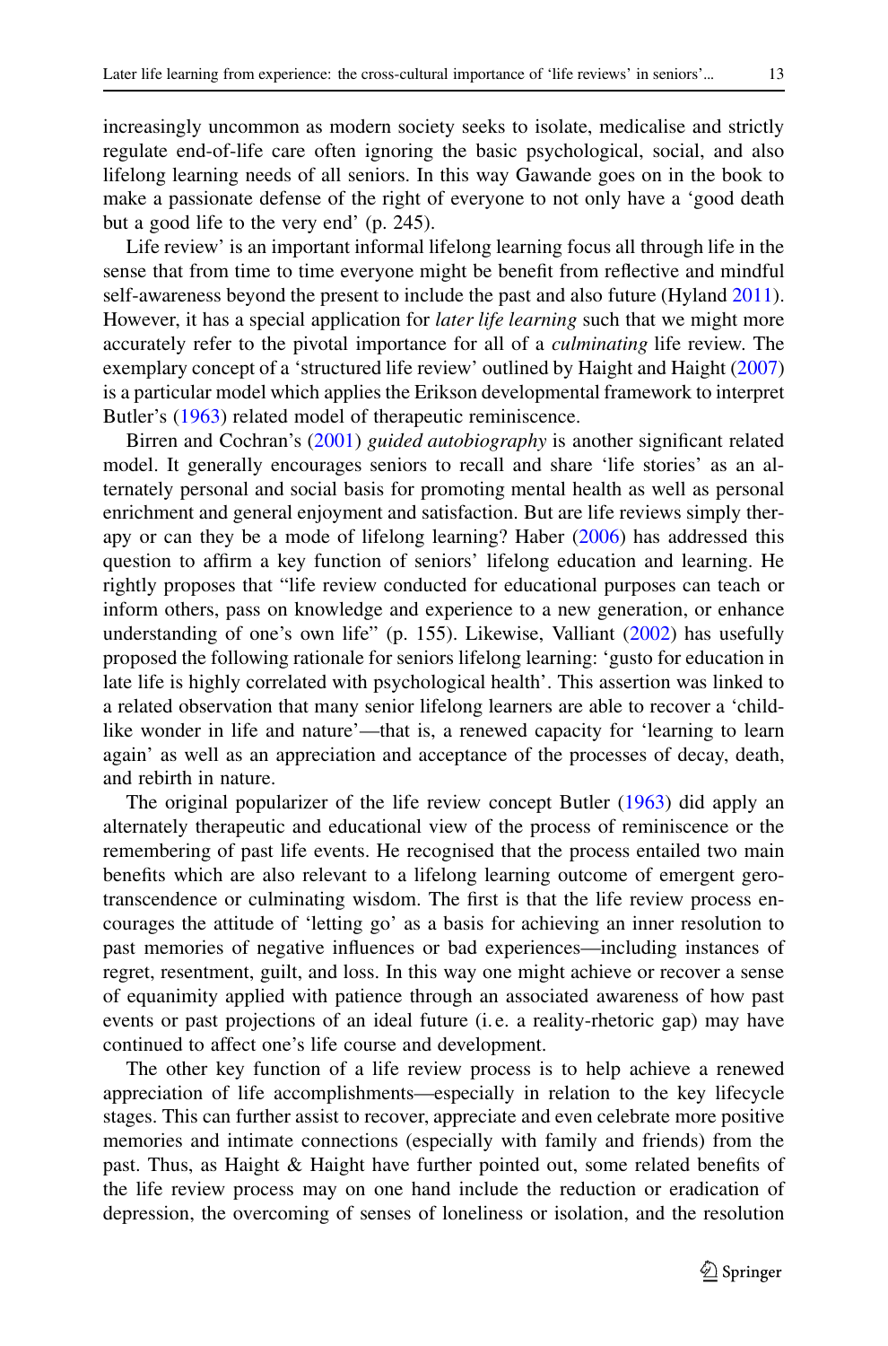increasingly uncommon as modern society seeks to isolate, medicalise and strictly regulate end-of-life care often ignoring the basic psychological, social, and also lifelong learning needs of all seniors. In this way Gawande goes on in the book to make a passionate defense of the right of everyone to not only have a 'good death but a good life to the very end' (p. 245).

Life review' is an important informal lifelong learning focus all through life in the sense that from time to time everyone might be benefit from reflective and mindful self-awareness beyond the present to include the past and also future (Hyland 2011). However, it has a special application for *later life learning* such that we might more accurately refer to the pivotal importance for all of a *culminating* life review. The exemplary concept of a 'structured life review' outlined by Haight and Haight (2007) is a particular model which applies the Erikson developmental framework to interpret Butler's (1963) related model of therapeutic reminiscence.

Birren and Cochran's (2001) *guided autobiography* is another significant related model. It generally encourages seniors to recall and share 'life stories' as an alternately personal and social basis for promoting mental health as well as personal enrichment and general enjoyment and satisfaction. But are life reviews simply therapy or can they be a mode of lifelong learning? Haber (2006) has addressed this question to affirm a key function of seniors' lifelong education and learning. He rightly proposes that "life review conducted for educational purposes can teach or inform others, pass on knowledge and experience to a new generation, or enhance understanding of one's own life" (p. 155). Likewise, Valliant (2002) has usefully proposed the following rationale for seniors lifelong learning: 'gusto for education in late life is highly correlated with psychological health'. This assertion was linked to a related observation that many senior lifelong learners are able to recover a 'child-like wonder in life and nature'—that is, a renewed capacity for 'learning to learn again' as well as an appreciation and acceptance of the processes of decay, death, and rebirth in nature.

The original popularizer of the life review concept Butler (1963) did apply an alternately therapeutic and educational view of the process of reminiscence or the remembering of past life events. He recognised that the process entailed two main benefits which are also relevant to a lifelong learning outcome of emergent gero-transcendence or culminating wisdom. The first is that the life review process encourages the attitude of 'letting go' as a basis for achieving an inner resolution to past memories of negative influences or bad experiences—including instances of regret, resentment, guilt, and loss. In this way one might achieve or recover a sense of equanimity applied with patience through an associated awareness of how past events or past projections of an ideal future (i. e. a reality-rhetoric gap) may have continued to affect one's life course and development.

The other key function of a life review process is to help achieve a renewed appreciation of life accomplishments—especially in relation to the key lifecycle stages. This can further assist to recover, appreciate and even celebrate more positive memories and intimate connections (especially with family and friends) from the past. Thus, as Haight & Haight have further pointed out, some related benefits of the life review process may on one hand include the reduction or eradication of depression, the overcoming of senses of loneliness or isolation, and the resolution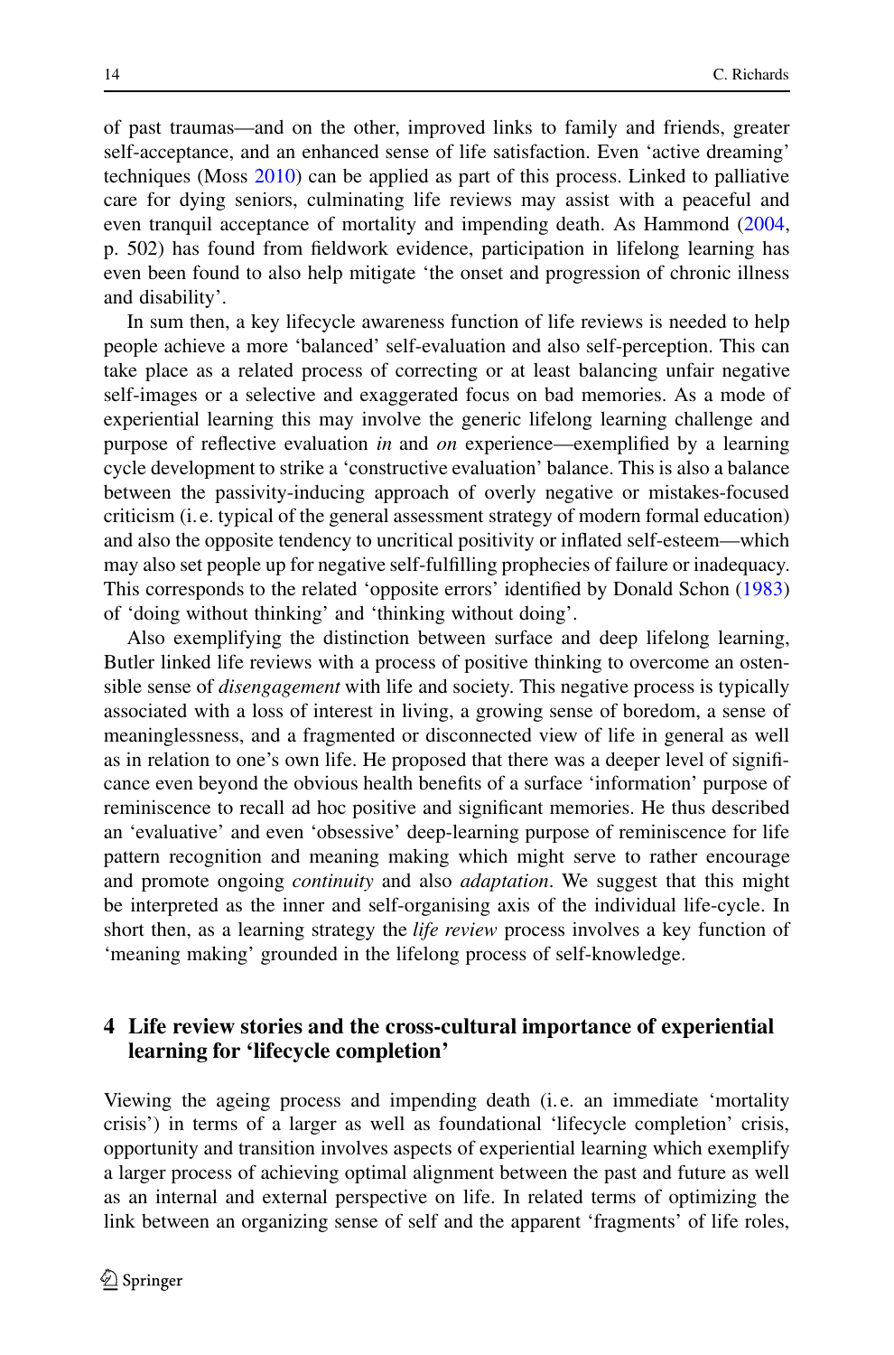of past traumas—and on the other, improved links to family and friends, greater self-acceptance, and an enhanced sense of life satisfaction. Even 'active dreaming' techniques (Moss 2010) can be applied as part of this process. Linked to palliative care for dying seniors, culminating life reviews may assist with a peaceful and even tranquil acceptance of mortality and impending death. As Hammond (2004, p. 502) has found from fieldwork evidence, participation in lifelong learning has even been found to also help mitigate 'the onset and progression of chronic illness and disability'.

In sum then, a key lifecycle awareness function of life reviews is needed to help people achieve a more 'balanced' self-evaluation and also self-perception. This can take place as a related process of correcting or at least balancing unfair negative self-images or a selective and exaggerated focus on bad memories. As a mode of experiential learning this may involve the generic lifelong learning challenge and purpose of reflective evaluation *in* and *on* experience—exemplified by a learning cycle development to strike a 'constructive evaluation' balance. This is also a balance between the passivity-inducing approach of overly negative or mistakes-focused criticism (i. e. typical of the general assessment strategy of modern formal education) and also the opposite tendency to uncritical positivity or inflated self-esteem—which may also set people up for negative self-fulfilling prophecies of failure or inadequacy. This corresponds to the related 'opposite errors' identified by Donald Schon (1983) of 'doing without thinking' and 'thinking without doing'.

Also exemplifying the distinction between surface and deep lifelong learning, Butler linked life reviews with a process of positive thinking to overcome an ostensible sense of *disengagement* with life and society. This negative process is typically associated with a loss of interest in living, a growing sense of boredom, a sense of meaninglessness, and a fragmented or disconnected view of life in general as well as in relation to one's own life. He proposed that there was a deeper level of significance even beyond the obvious health benefits of a surface 'information' purpose of reminiscence to recall ad hoc positive and significant memories. He thus described an 'evaluative' and even 'obsessive' deep-learning purpose of reminiscence for life pattern recognition and meaning making which might serve to rather encourage and promote ongoing *continuity* and also *adaptation*. We suggest that this might be interpreted as the inner and self-organising axis of the individual life-cycle. In short then, as a learning strategy the *life review* process involves a key function of 'meaning making' grounded in the lifelong process of self-knowledge.

## 4 Life review stories and the cross-cultural importance of experiential learning for 'lifecycle completion'

Viewing the ageing process and impending death (i. e. an immediate 'mortality crisis') in terms of a larger as well as foundational 'lifecycle completion' crisis, opportunity and transition involves aspects of experiential learning which exemplify a larger process of achieving optimal alignment between the past and future as well as an internal and external perspective on life. In related terms of optimizing the link between an organizing sense of self and the apparent 'fragments' of life roles,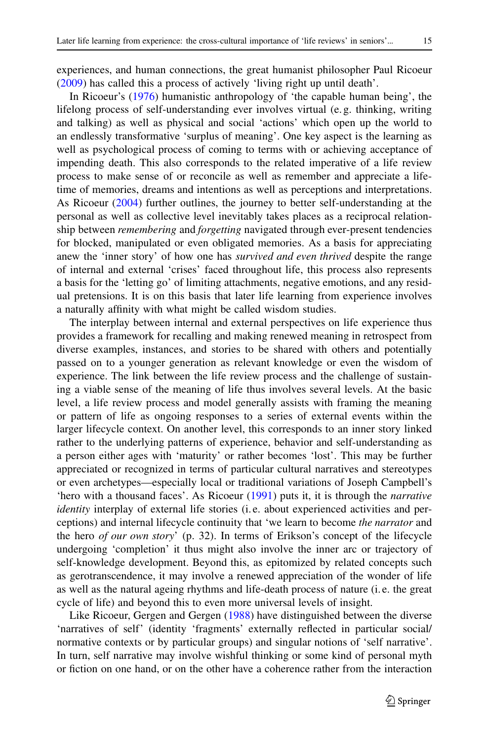experiences, and human connections, the great humanist philosopher Paul Ricoeur (2009) has called this a process of actively 'living right up until death'.

In Ricoeur's (1976) humanistic anthropology of 'the capable human being', the lifelong process of self-understanding ever involves virtual (e. g. thinking, writing and talking) as well as physical and social 'actions' which open up the world to an endlessly transformative 'surplus of meaning'. One key aspect is the learning as well as psychological process of coming to terms with or achieving acceptance of impending death. This also corresponds to the related imperative of a life review process to make sense of or reconcile as well as remember and appreciate a lifetime of memories, dreams and intentions as well as perceptions and interpretations. As Ricoeur (2004) further outlines, the journey to better self-understanding at the personal as well as collective level inevitably takes places as a reciprocal relationship between *remembering* and *forgetting* navigated through ever-present tendencies for blocked, manipulated or even obligated memories. As a basis for appreciating anew the 'inner story' of how one has *survived and even thrived* despite the range of internal and external 'crises' faced throughout life, this process also represents a basis for the 'letting go' of limiting attachments, negative emotions, and any residual pretensions. It is on this basis that later life learning from experience involves a naturally affinity with what might be called wisdom studies.

The interplay between internal and external perspectives on life experience thus provides a framework for recalling and making renewed meaning in retrospect from diverse examples, instances, and stories to be shared with others and potentially passed on to a younger generation as relevant knowledge or even the wisdom of experience. The link between the life review process and the challenge of sustaining a viable sense of the meaning of life thus involves several levels. At the basic level, a life review process and model generally assists with framing the meaning or pattern of life as ongoing responses to a series of external events within the larger lifecycle context. On another level, this corresponds to an inner story linked rather to the underlying patterns of experience, behavior and self-understanding as a person either ages with 'maturity' or rather becomes 'lost'. This may be further appreciated or recognized in terms of particular cultural narratives and stereotypes or even archetypes—especially local or traditional variations of Joseph Campbell's 'hero with a thousand faces'. As Ricoeur (1991) puts it, it is through the *narrative identity* interplay of external life stories (i. e. about experienced activities and perceptions) and internal lifecycle continuity that 'we learn to become *the narrator* and the hero *of our own story*' (p. 32). In terms of Erikson's concept of the lifecycle undergoing 'completion' it thus might also involve the inner arc or trajectory of self-knowledge development. Beyond this, as epitomized by related concepts such as gerotranscendence, it may involve a renewed appreciation of the wonder of life as well as the natural ageing rhythms and life-death process of nature (i. e. the great cycle of life) and beyond this to even more universal levels of insight.

Like Ricoeur, Gergen and Gergen (1988) have distinguished between the diverse 'narratives of self' (identity 'fragments' externally reflected in particular social/normative contexts or by particular groups) and singular notions of 'self narrative'. In turn, self narrative may involve wishful thinking or some kind of personal myth or fiction on one hand, or on the other have a coherence rather from the interaction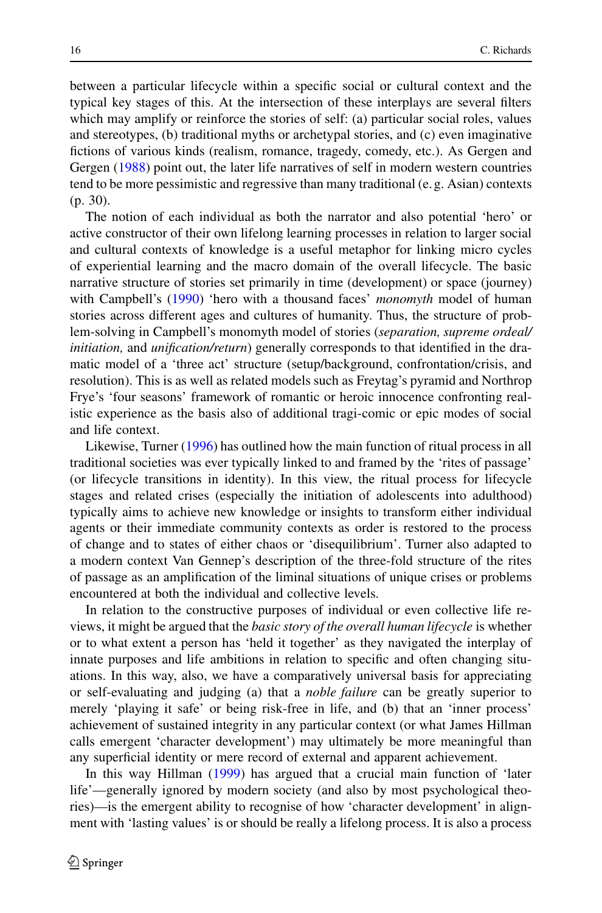between a particular lifecycle within a specific social or cultural context and the typical key stages of this. At the intersection of these interplays are several filters which may amplify or reinforce the stories of self: (a) particular social roles, values and stereotypes, (b) traditional myths or archetypal stories, and (c) even imaginative fictions of various kinds (realism, romance, tragedy, comedy, etc.). As Gergen and Gergen (1988) point out, the later life narratives of self in modern western countries tend to be more pessimistic and regressive than many traditional (e. g. Asian) contexts (p. 30).

The notion of each individual as both the narrator and also potential 'hero' or active constructor of their own lifelong learning processes in relation to larger social and cultural contexts of knowledge is a useful metaphor for linking micro cycles of experiential learning and the macro domain of the overall lifecycle. The basic narrative structure of stories set primarily in time (development) or space (journey) with Campbell's (1990) 'hero with a thousand faces' *monomyth* model of human stories across different ages and cultures of humanity. Thus, the structure of problem-solving in Campbell's monomyth model of stories (*separation, supreme ordeal/ initiation,* and *unification/return*) generally corresponds to that identified in the dramatic model of a 'three act' structure (setup/background, confrontation/crisis, and resolution). This is as well as related models such as Freytag's pyramid and Northrop Frye's 'four seasons' framework of romantic or heroic innocence confronting realistic experience as the basis also of additional tragi-comic or epic modes of social and life context.

Likewise, Turner (1996) has outlined how the main function of ritual process in all traditional societies was ever typically linked to and framed by the 'rites of passage' (or lifecycle transitions in identity). In this view, the ritual process for lifecycle stages and related crises (especially the initiation of adolescents into adulthood) typically aims to achieve new knowledge or insights to transform either individual agents or their immediate community contexts as order is restored to the process of change and to states of either chaos or 'disequilibrium'. Turner also adapted to a modern context Van Gennep's description of the three-fold structure of the rites of passage as an amplification of the liminal situations of unique crises or problems encountered at both the individual and collective levels.

In relation to the constructive purposes of individual or even collective life reviews, it might be argued that the *basic story of the overall human lifecycle* is whether or to what extent a person has 'held it together' as they navigated the interplay of innate purposes and life ambitions in relation to specific and often changing situations. In this way, also, we have a comparatively universal basis for appreciating or self-evaluating and judging (a) that a *noble failure* can be greatly superior to merely 'playing it safe' or being risk-free in life, and (b) that an 'inner process' achievement of sustained integrity in any particular context (or what James Hillman calls emergent 'character development') may ultimately be more meaningful than any superficial identity or mere record of external and apparent achievement.

In this way Hillman (1999) has argued that a crucial main function of 'later life'—generally ignored by modern society (and also by most psychological theories)—is the emergent ability to recognise of how 'character development' in alignment with 'lasting values' is or should be really a lifelong process. It is also a process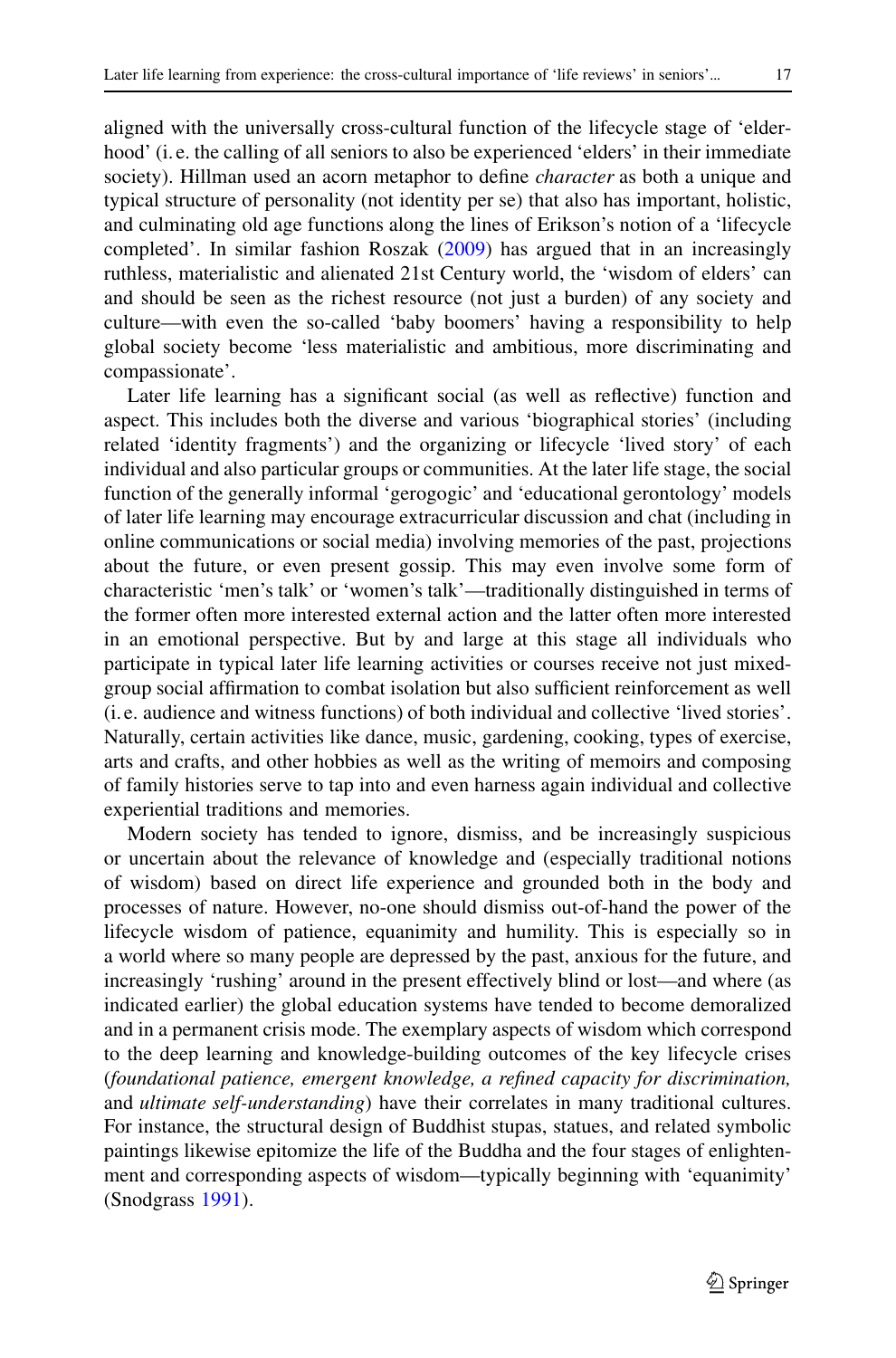aligned with the universally cross-cultural function of the lifecycle stage of 'elderhood' (i. e. the calling of all seniors to also be experienced 'elders' in their immediate society). Hillman used an acorn metaphor to define *character* as both a unique and typical structure of personality (not identity per se) that also has important, holistic, and culminating old age functions along the lines of Erikson's notion of a 'lifecycle completed'. In similar fashion Roszak (2009) has argued that in an increasingly ruthless, materialistic and alienated 21st Century world, the 'wisdom of elders' can and should be seen as the richest resource (not just a burden) of any society and culture—with even the so-called 'baby boomers' having a responsibility to help global society become 'less materialistic and ambitious, more discriminating and compassionate'.

Later life learning has a significant social (as well as reflective) function and aspect. This includes both the diverse and various 'biographical stories' (including related 'identity fragments') and the organizing or lifecycle 'lived story' of each individual and also particular groups or communities. At the later life stage, the social function of the generally informal 'gerogogic' and 'educational gerontology' models of later life learning may encourage extracurricular discussion and chat (including in online communications or social media) involving memories of the past, projections about the future, or even present gossip. This may even involve some form of characteristic 'men's talk' or 'women's talk'—traditionally distinguished in terms of the former often more interested external action and the latter often more interested in an emotional perspective. But by and large at this stage all individuals who participate in typical later life learning activities or courses receive not just mixed-group social affirmation to combat isolation but also sufficient reinforcement as well (i. e. audience and witness functions) of both individual and collective 'lived stories'. Naturally, certain activities like dance, music, gardening, cooking, types of exercise, arts and crafts, and other hobbies as well as the writing of memoirs and composing of family histories serve to tap into and even harness again individual and collective experiential traditions and memories.

Modern society has tended to ignore, dismiss, and be increasingly suspicious or uncertain about the relevance of knowledge and (especially traditional notions of wisdom) based on direct life experience and grounded both in the body and processes of nature. However, no-one should dismiss out-of-hand the power of the lifecycle wisdom of patience, equanimity and humility. This is especially so in a world where so many people are depressed by the past, anxious for the future, and increasingly 'rushing' around in the present effectively blind or lost—and where (as indicated earlier) the global education systems have tended to become demoralized and in a permanent crisis mode. The exemplary aspects of wisdom which correspond to the deep learning and knowledge-building outcomes of the key lifecycle crises (*foundational patience, emergent knowledge, a refined capacity for discrimination,* and *ultimate self-understanding*) have their correlates in many traditional cultures. For instance, the structural design of Buddhist stupas, statues, and related symbolic paintings likewise epitomize the life of the Buddha and the four stages of enlightenment and corresponding aspects of wisdom—typically beginning with 'equanimity' (Snodgrass 1991).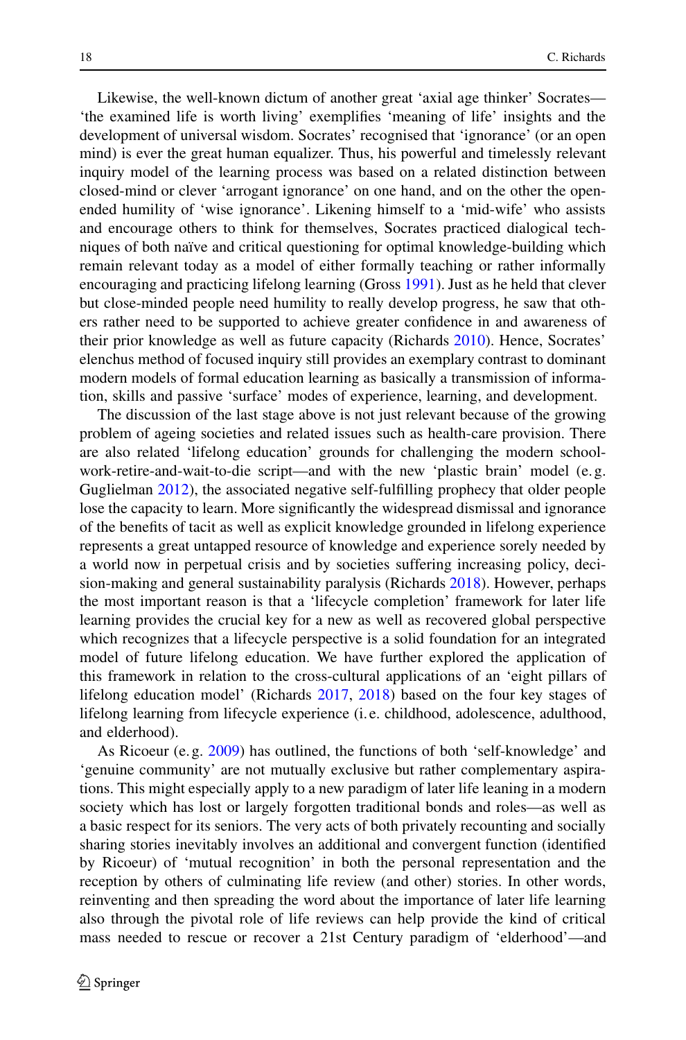Likewise, the well-known dictum of another great 'axial age thinker' Socrates—'the examined life is worth living' exemplifies 'meaning of life' insights and the development of universal wisdom. Socrates' recognised that 'ignorance' (or an open mind) is ever the great human equalizer. Thus, his powerful and timelessly relevant inquiry model of the learning process was based on a related distinction between closed-mind or clever 'arrogant ignorance' on one hand, and on the other the open-ended humility of 'wise ignorance'. Likening himself to a 'mid-wife' who assists and encourage others to think for themselves, Socrates practiced dialogical techniques of both naïve and critical questioning for optimal knowledge-building which remain relevant today as a model of either formally teaching or rather informally encouraging and practicing lifelong learning (Gross 1991). Just as he held that clever but close-minded people need humility to really develop progress, he saw that others rather need to be supported to achieve greater confidence in and awareness of their prior knowledge as well as future capacity (Richards 2010). Hence, Socrates' elenchus method of focused inquiry still provides an exemplary contrast to dominant modern models of formal education learning as basically a transmission of information, skills and passive 'surface' modes of experience, learning, and development.

The discussion of the last stage above is not just relevant because of the growing problem of ageing societies and related issues such as health-care provision. There are also related 'lifelong education' grounds for challenging the modern school-work-retire-and-wait-to-die script—and with the new 'plastic brain' model (e. g. Guglielman 2012), the associated negative self-fulfilling prophecy that older people lose the capacity to learn. More significantly the widespread dismissal and ignorance of the benefits of tacit as well as explicit knowledge grounded in lifelong experience represents a great untapped resource of knowledge and experience sorely needed by a world now in perpetual crisis and by societies suffering increasing policy, decision-making and general sustainability paralysis (Richards 2018). However, perhaps the most important reason is that a 'lifecycle completion' framework for later life learning provides the crucial key for a new as well as recovered global perspective which recognizes that a lifecycle perspective is a solid foundation for an integrated model of future lifelong education. We have further explored the application of this framework in relation to the cross-cultural applications of an 'eight pillars of lifelong education model' (Richards 2017, 2018) based on the four key stages of lifelong learning from lifecycle experience (i. e. childhood, adolescence, adulthood, and elderhood).

As Ricoeur (e. g. 2009) has outlined, the functions of both 'self-knowledge' and 'genuine community' are not mutually exclusive but rather complementary aspirations. This might especially apply to a new paradigm of later life leaning in a modern society which has lost or largely forgotten traditional bonds and roles—as well as a basic respect for its seniors. The very acts of both privately recounting and socially sharing stories inevitably involves an additional and convergent function (identified by Ricoeur) of 'mutual recognition' in both the personal representation and the reception by others of culminating life review (and other) stories. In other words, reinventing and then spreading the word about the importance of later life learning also through the pivotal role of life reviews can help provide the kind of critical mass needed to rescue or recover a 21st Century paradigm of 'elderhood'—and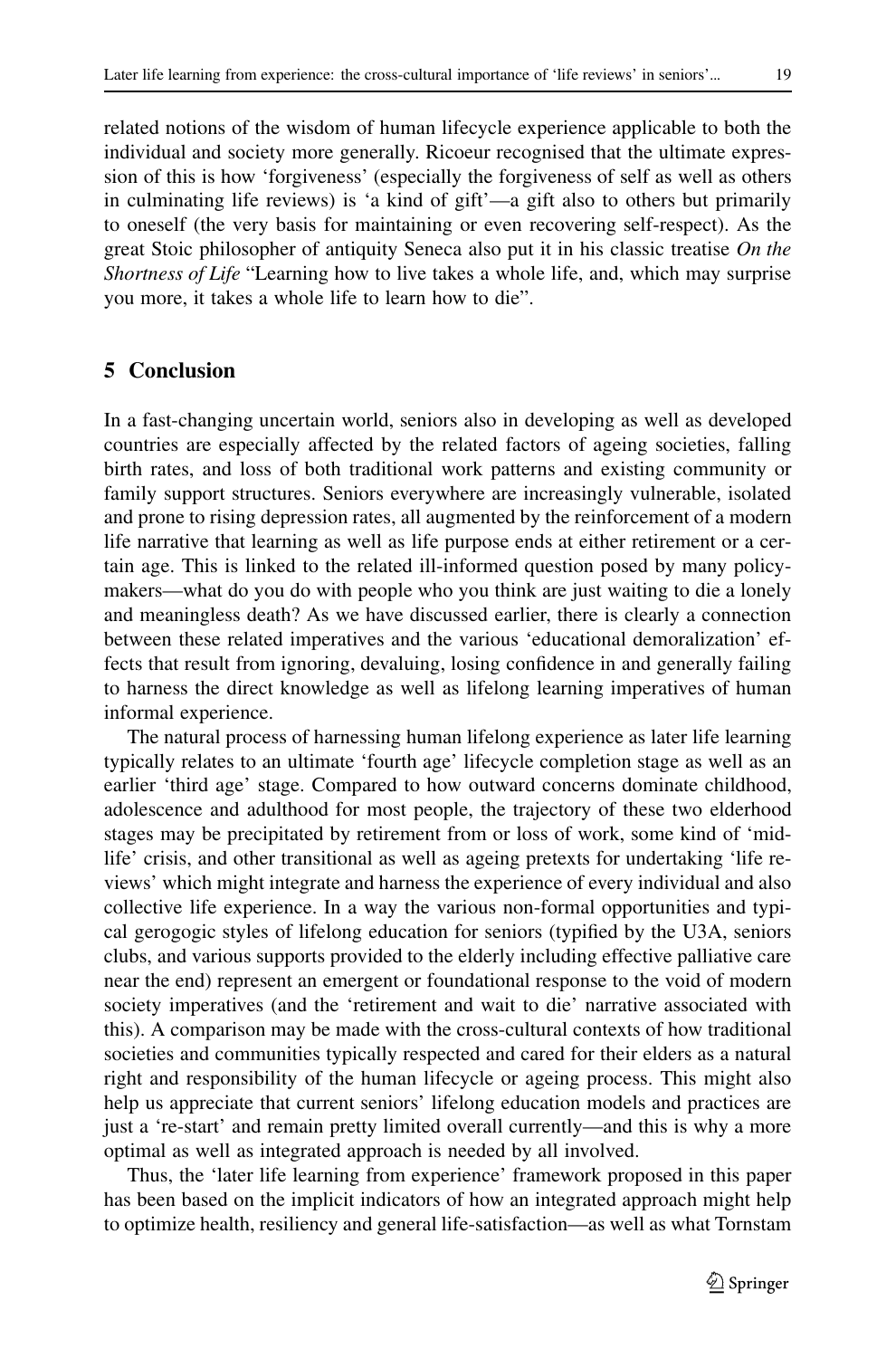related notions of the wisdom of human lifecycle experience applicable to both the individual and society more generally. Ricoeur recognised that the ultimate expression of this is how 'forgiveness' (especially the forgiveness of self as well as others in culminating life reviews) is 'a kind of gift'—a gift also to others but primarily to oneself (the very basis for maintaining or even recovering self-respect). As the great Stoic philosopher of antiquity Seneca also put it in his classic treatise *On the Shortness of Life* "Learning how to live takes a whole life, and, which may surprise you more, it takes a whole life to learn how to die".

## 5 Conclusion

In a fast-changing uncertain world, seniors also in developing as well as developed countries are especially affected by the related factors of ageing societies, falling birth rates, and loss of both traditional work patterns and existing community or family support structures. Seniors everywhere are increasingly vulnerable, isolated and prone to rising depression rates, all augmented by the reinforcement of a modern life narrative that learning as well as life purpose ends at either retirement or a certain age. This is linked to the related ill-informed question posed by many policy-makers—what do you do with people who you think are just waiting to die a lonely and meaningless death? As we have discussed earlier, there is clearly a connection between these related imperatives and the various 'educational demoralization' effects that result from ignoring, devaluing, losing confidence in and generally failing to harness the direct knowledge as well as lifelong learning imperatives of human informal experience.

The natural process of harnessing human lifelong experience as later life learning typically relates to an ultimate 'fourth age' lifecycle completion stage as well as an earlier 'third age' stage. Compared to how outward concerns dominate childhood, adolescence and adulthood for most people, the trajectory of these two elderhood stages may be precipitated by retirement from or loss of work, some kind of 'mid-life' crisis, and other transitional as well as ageing pretexts for undertaking 'life reviews' which might integrate and harness the experience of every individual and also collective life experience. In a way the various non-formal opportunities and typical gerogogic styles of lifelong education for seniors (typified by the U3A, seniors clubs, and various supports provided to the elderly including effective palliative care near the end) represent an emergent or foundational response to the void of modern society imperatives (and the 'retirement and wait to die' narrative associated with this). A comparison may be made with the cross-cultural contexts of how traditional societies and communities typically respected and cared for their elders as a natural right and responsibility of the human lifecycle or ageing process. This might also help us appreciate that current seniors' lifelong education models and practices are just a 're-start' and remain pretty limited overall currently—and this is why a more optimal as well as integrated approach is needed by all involved.

Thus, the 'later life learning from experience' framework proposed in this paper has been based on the implicit indicators of how an integrated approach might help to optimize health, resiliency and general life-satisfaction—as well as what Tornstam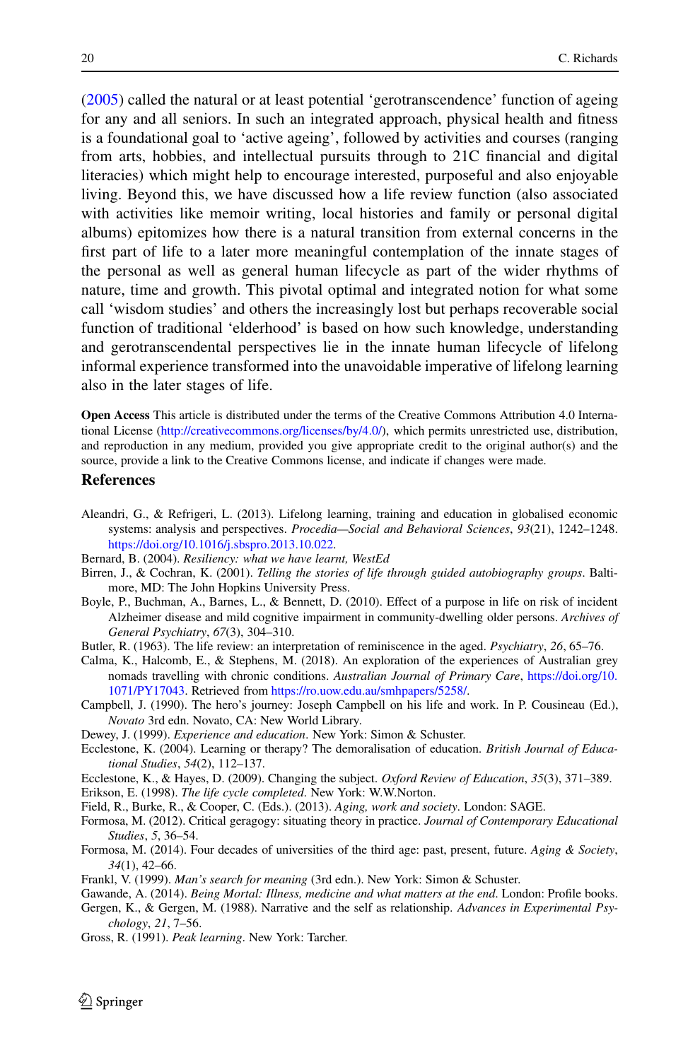(2005) called the natural or at least potential 'gerotranscendence' function of ageing for any and all seniors. In such an integrated approach, physical health and fitness is a foundational goal to 'active ageing', followed by activities and courses (ranging from arts, hobbies, and intellectual pursuits through to 21C financial and digital literacies) which might help to encourage interested, purposeful and also enjoyable living. Beyond this, we have discussed how a life review function (also associated with activities like memoir writing, local histories and family or personal digital albums) epitomizes how there is a natural transition from external concerns in the first part of life to a later more meaningful contemplation of the innate stages of the personal as well as general human lifecycle as part of the wider rhythms of nature, time and growth. This pivotal optimal and integrated notion for what some call 'wisdom studies' and others the increasingly lost but perhaps recoverable social function of traditional 'elderhood' is based on how such knowledge, understanding and gerotranscendental perspectives lie in the innate human lifecycle of lifelong informal experience transformed into the unavoidable imperative of lifelong learning also in the later stages of life.

**Open Access** This article is distributed under the terms of the Creative Commons Attribution 4.0 International License (http://creativecommons.org/licenses/by/4.0/), which permits unrestricted use, distribution, and reproduction in any medium, provided you give appropriate credit to the original author(s) and the source, provide a link to the Creative Commons license, and indicate if changes were made.

## References

Aleandri, G., & Refrigeri, L. (2013). Lifelong learning, training and education in globalised economic systems: analysis and perspectives. *Procedia—Social and Behavioral Sciences*, *93*(21), 1242–1248. https://doi.org/10.1016/j.sbspro.2013.10.022.

Bernard, B. (2004). *Resiliency: what we have learnt, WestEd*

Birren, J., & Cochran, K. (2001). *Telling the stories of life through guided autobiography groups*. Baltimore, MD: The John Hopkins University Press.

Boyle, P., Buchman, A., Barnes, L., & Bennett, D. (2010). Effect of a purpose in life on risk of incident Alzheimer disease and mild cognitive impairment in community-dwelling older persons. *Archives of General Psychiatry*, *67*(3), 304–310.

Butler, R. (1963). The life review: an interpretation of reminiscence in the aged. *Psychiatry*, *26*, 65–76.

Calma, K., Halcomb, E., & Stephens, M. (2018). An exploration of the experiences of Australian grey nomads travelling with chronic conditions. *Australian Journal of Primary Care*, https://doi.org/10.1071/PY17043. Retrieved from https://ro.uow.edu.au/smhpapers/5258/.

Campbell, J. (1990). The hero's journey: Joseph Campbell on his life and work. In P. Cousineau (Ed.), *Novato* 3rd edn. Novato, CA: New World Library.

Dewey, J. (1999). *Experience and education*. New York: Simon & Schuster.

Ecclestone, K. (2004). Learning or therapy? The demoralisation of education. *British Journal of Educational Studies*, *54*(2), 112–137.

Ecclestone, K., & Hayes, D. (2009). Changing the subject. *Oxford Review of Education*, *35*(3), 371–389.

Erikson, E. (1998). *The life cycle completed*. New York: W.W.Norton.

Field, R., Burke, R., & Cooper, C. (Eds.). (2013). *Aging, work and society*. London: SAGE.

Formosa, M. (2012). Critical geragogy: situating theory in practice. *Journal of Contemporary Educational Studies*, *5*, 36–54.

Formosa, M. (2014). Four decades of universities of the third age: past, present, future. *Aging & Society*, *34*(1), 42–66.

Frankl, V. (1999). *Man's search for meaning* (3rd edn.). New York: Simon & Schuster.

Gawande, A. (2014). *Being Mortal: Illness, medicine and what matters at the end*. London: Profile books.

Gergen, K., & Gergen, M. (1988). Narrative and the self as relationship. *Advances in Experimental Psychology*, *21*, 7–56.

Gross, R. (1991). *Peak learning*. New York: Tarcher.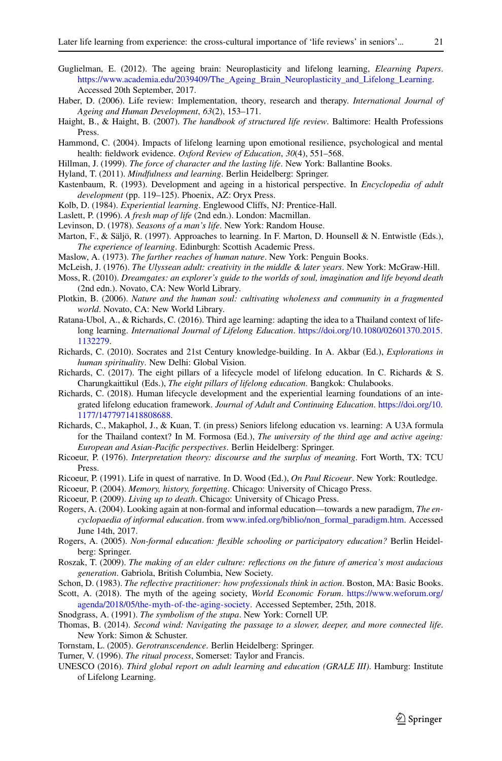Guglielman, E. (2012). The ageing brain: Neuroplasticity and lifelong learning, *Elearning Papers*. https://www.academia.edu/2039409/The_Ageing_Brain_Neuroplasticity_and_Lifelong_Learning. Accessed 20th September, 2017.

Haber, D. (2006). Life review: Implementation, theory, research and therapy. *International Journal of Ageing and Human Development*, *63*(2), 153–171.

Haight, B., & Haight, B. (2007). *The handbook of structured life review*. Baltimore: Health Professions Press.

Hammond, C. (2004). Impacts of lifelong learning upon emotional resilience, psychological and mental health: fieldwork evidence. *Oxford Review of Education*, *30*(4), 551–568.

Hillman, J. (1999). *The force of character and the lasting life*. New York: Ballantine Books.

Hyland, T. (2011). *Mindfulness and learning*. Berlin Heidelberg: Springer.

Kastenbaum, R. (1993). Development and ageing in a historical perspective. In *Encyclopedia of adult development* (pp. 119–125). Phoenix, AZ: Oryx Press.

Kolb, D. (1984). *Experiential learning*. Englewood Cliffs, NJ: Prentice-Hall.

Laslett, P. (1996). *A fresh map of life* (2nd edn.). London: Macmillan.

Levinson, D. (1978). *Seasons of a man's life*. New York: Random House.

Marton, F., & Säljö, R. (1997). Approaches to learning. In F. Marton, D. Hounsell & N. Entwistle (Eds.), *The experience of learning*. Edinburgh: Scottish Academic Press.

Maslow, A. (1973). *The farther reaches of human nature*. New York: Penguin Books.

McLeish, J. (1976). *The Ulyssean adult: creativity in the middle & later years*. New York: McGraw-Hill.

Moss, R. (2010). *Dreamgates: an explorer's guide to the worlds of soul, imagination and life beyond death* (2nd edn.). Novato, CA: New World Library.

Plotkin, B. (2006). *Nature and the human soul: cultivating wholeness and community in a fragmented world*. Novato, CA: New World Library.

Ratana-Ubol, A., & Richards, C. (2016). Third age learning: adapting the idea to a Thailand context of lifelong learning. *International Journal of Lifelong Education*. https://doi.org/10.1080/02601370.2015.1132279.

Richards, C. (2010). Socrates and 21st Century knowledge-building. In A. Akbar (Ed.), *Explorations in human spirituality*. New Delhi: Global Vision.

Richards, C. (2017). The eight pillars of a lifecycle model of lifelong education. In C. Richards & S. Charungkaittikul (Eds.), *The eight pillars of lifelong education*. Bangkok: Chulabooks.

Richards, C. (2018). Human lifecycle development and the experiential learning foundations of an integrated lifelong education framework. *Journal of Adult and Continuing Education*. https://doi.org/10.1177/1477971418808688.

Richards, C., Makaphol, J., & Kuan, T. (in press) Seniors lifelong education vs. learning: A U3A formula for the Thailand context? In M. Formosa (Ed.), *The university of the third age and active ageing: European and Asian-Pacific perspectives*. Berlin Heidelberg: Springer.

Ricoeur, P. (1976). *Interpretation theory: discourse and the surplus of meaning*. Fort Worth, TX: TCU Press.

Ricoeur, P. (1991). Life in quest of narrative. In D. Wood (Ed.), *On Paul Ricoeur*. New York: Routledge.

Ricoeur, P. (2004). *Memory, history, forgetting*. Chicago: University of Chicago Press.

Ricoeur, P. (2009). *Living up to death*. Chicago: University of Chicago Press.

Rogers, A. (2004). Looking again at non-formal and informal education—towards a new paradigm, *The encyclopaedia of informal education*. from www.infed.org/biblio/non_formal_paradigm.htm. Accessed June 14th, 2017.

Rogers, A. (2005). *Non-formal education: flexible schooling or participatory education?* Berlin Heidelberg: Springer.

Roszak, T. (2009). *The making of an elder culture: reflections on the future of america's most audacious generation*. Gabriola, British Columbia, New Society.

Schon, D. (1983). *The reflective practitioner: how professionals think in action*. Boston, MA: Basic Books.

Scott, A. (2018). The myth of the ageing society, *World Economic Forum*. https://www.weforum.org/agenda/2018/05/the-myth-of-the-aging-society. Accessed September, 25th, 2018.

Snodgrass, A. (1991). *The symbolism of the stupa*. New York: Cornell UP.

Thomas, B. (2014). *Second wind: Navigating the passage to a slower, deeper, and more connected life*. New York: Simon & Schuster.

Tornstam, L. (2005). *Gerotranscendence*. Berlin Heidelberg: Springer.

Turner, V. (1996). *The ritual process*, Somerset: Taylor and Francis.

UNESCO (2016). *Third global report on adult learning and education (GRALE III)*. Hamburg: Institute of Lifelong Learning.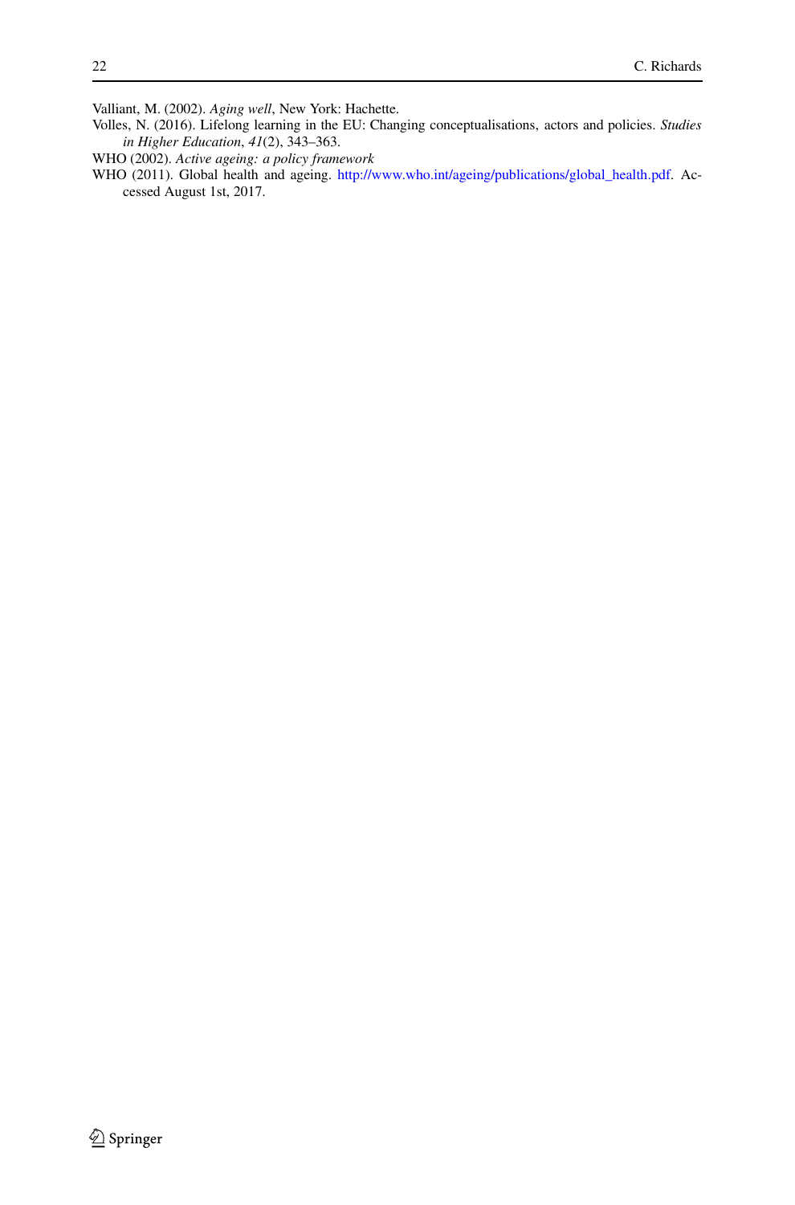Valliant, M. (2002). *Aging well*, New York: Hachette.

Volles, N. (2016). Lifelong learning in the EU: Changing conceptualisations, actors and policies. *Studies in Higher Education*, *41*(2), 343–363.

WHO (2002). *Active ageing: a policy framework*

WHO (2011). Global health and ageing. http://www.who.int/ageing/publications/global_health.pdf. Accessed August 1st, 2017.